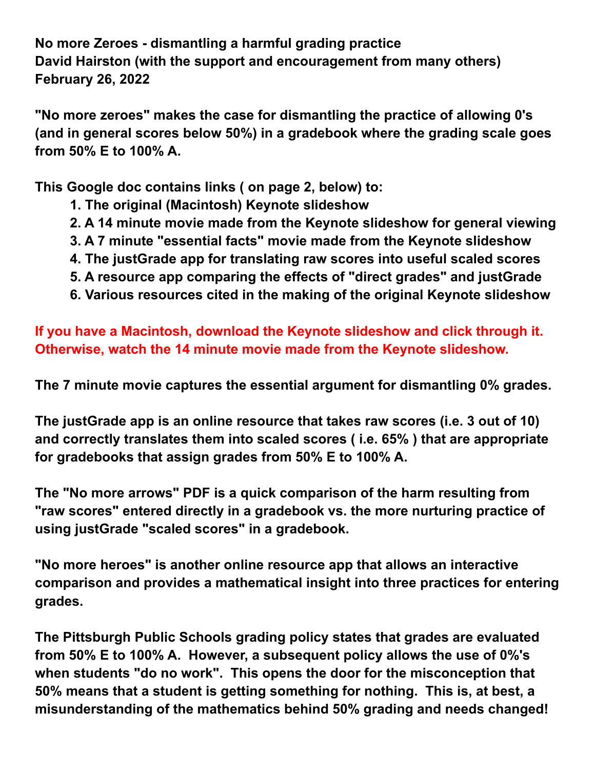**No more Zeroes - dismantling a harmful grading practice**
**David Hairston (with the support and encouragement from many others)**
**February 26, 2022**

**"No more zeroes" makes the case for dismantling the practice of allowing 0's (and in general scores below 50%) in a gradebook where the grading scale goes from 50% E to 100% A.**

**This Google doc contains links ( on page 2, below) to:**

1. **The original (Macintosh) Keynote slideshow**
2. **A 14 minute movie made from the Keynote slideshow for general viewing**
3. **A 7 minute "essential facts" movie made from the Keynote slideshow**
4. **The justGrade app for translating raw scores into useful scaled scores**
5. **A resource app comparing the effects of "direct grades" and justGrade**
6. **Various resources cited in the making of the original Keynote slideshow**

**If you have a Macintosh, download the Keynote slideshow and click through it. Otherwise, watch the 14 minute movie made from the Keynote slideshow.**

**The 7 minute movie captures the essential argument for dismantling 0% grades.**

**The justGrade app is an online resource that takes raw scores (i.e. 3 out of 10) and correctly translates them into scaled scores ( i.e. 65% ) that are appropriate for gradebooks that assign grades from 50% E to 100% A.**

**The "No more arrows" PDF is a quick comparison of the harm resulting from "raw scores" entered directly in a gradebook vs. the more nurturing practice of using justGrade "scaled scores" in a gradebook.**

**"No more heroes" is another online resource app that allows an interactive comparison and provides a mathematical insight into three practices for entering grades.**

**The Pittsburgh Public Schools grading policy states that grades are evaluated from 50% E to 100% A. However, a subsequent policy allows the use of 0%'s when students "do no work". This opens the door for the misconception that 50% means that a student is getting something for nothing. This is, at best, a misunderstanding of the mathematics behind 50% grading and needs changed!**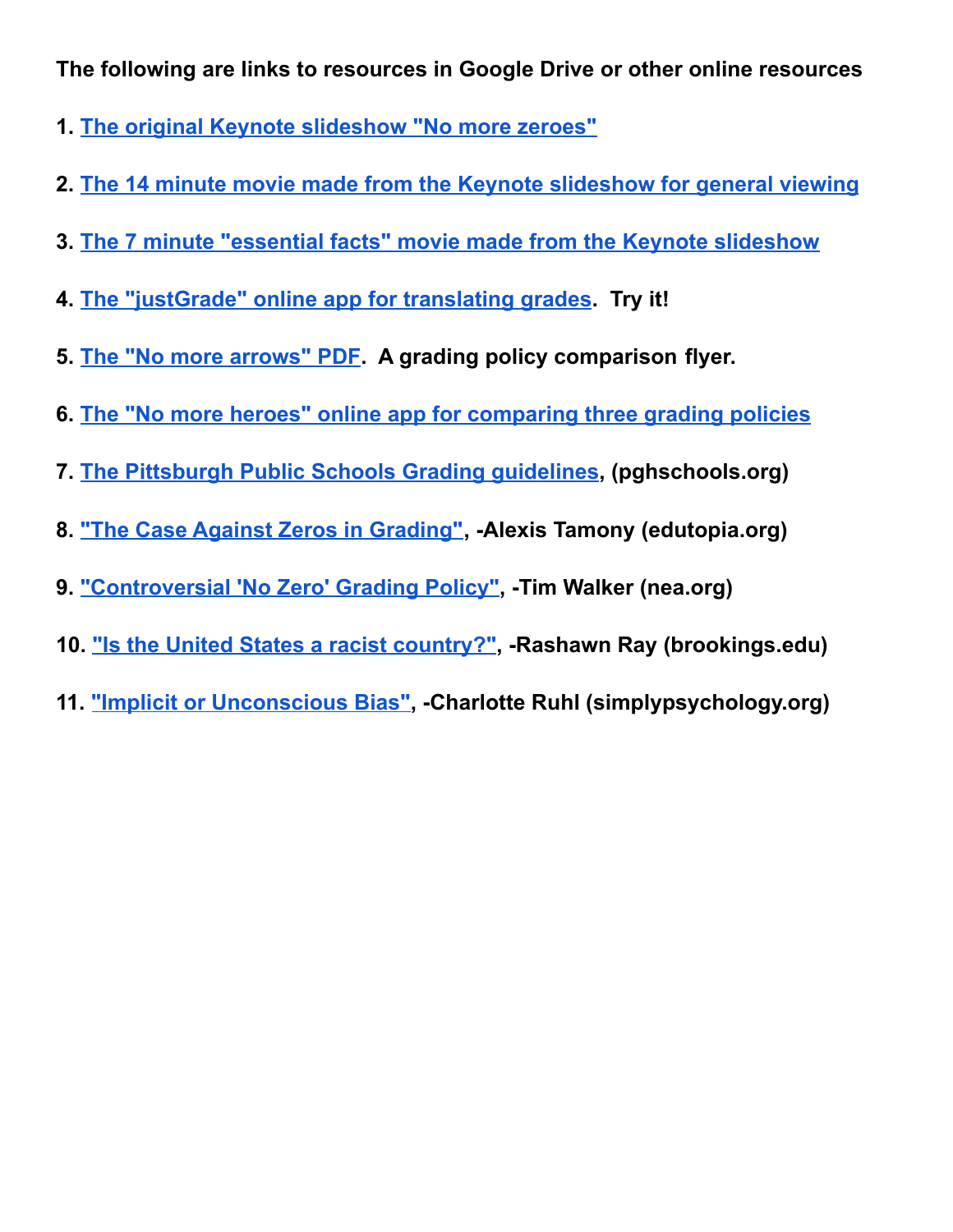**The following are links to resources in Google Drive or other online resources**

1. **The original Keynote slideshow "No more zeroes"**
2. **The 14 minute movie made from the Keynote slideshow for general viewing**
3. **The 7 minute "essential facts" movie made from the Keynote slideshow**
4. **The "justGrade" online app for translating grades. Try it!**
5. **The "No more arrows" PDF. A grading policy comparison flyer.**
6. **The "No more heroes" online app for comparing three grading policies**
7. **The Pittsburgh Public Schools Grading guidelines, (pghschools.org)**
8. **"The Case Against Zeros in Grading", -Alexis Tamony (edutopia.org)**
9. **"Controversial 'No Zero' Grading Policy", -Tim Walker (nea.org)**
10. **"Is the United States a racist country?", -Rashawn Ray (brookings.edu)**
11. **"Implicit or Unconscious Bias", -Charlotte Ruhl (simplypsychology.org)**